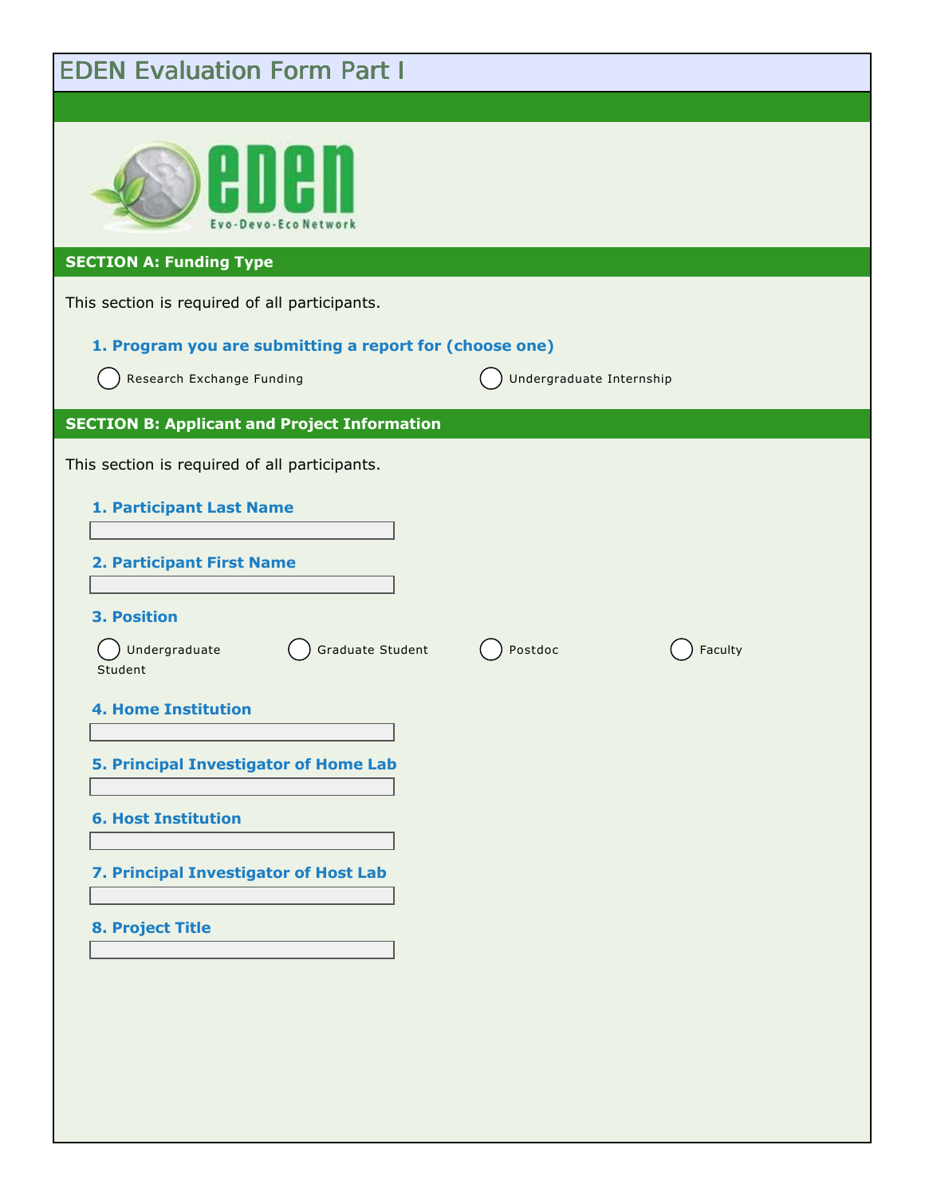# EDEN Evaluation Form Part I

eden

Evo-Devo-Eco Network

## SECTION A: Funding Type

This section is required of all participants.

**1. Program you are submitting a report for (choose one)**

- ◯ Research Exchange Funding
- ◯ Undergraduate Internship

## SECTION B: Applicant and Project Information

This section is required of all participants.

**1. Participant Last Name**

**2. Participant First Name**

**3. Position**

- ◯ Undergraduate Student
- ◯ Graduate Student
- ◯ Postdoc
- ◯ Faculty

**4. Home Institution**

**5. Principal Investigator of Home Lab**

**6. Host Institution**

**7. Principal Investigator of Host Lab**

**8. Project Title**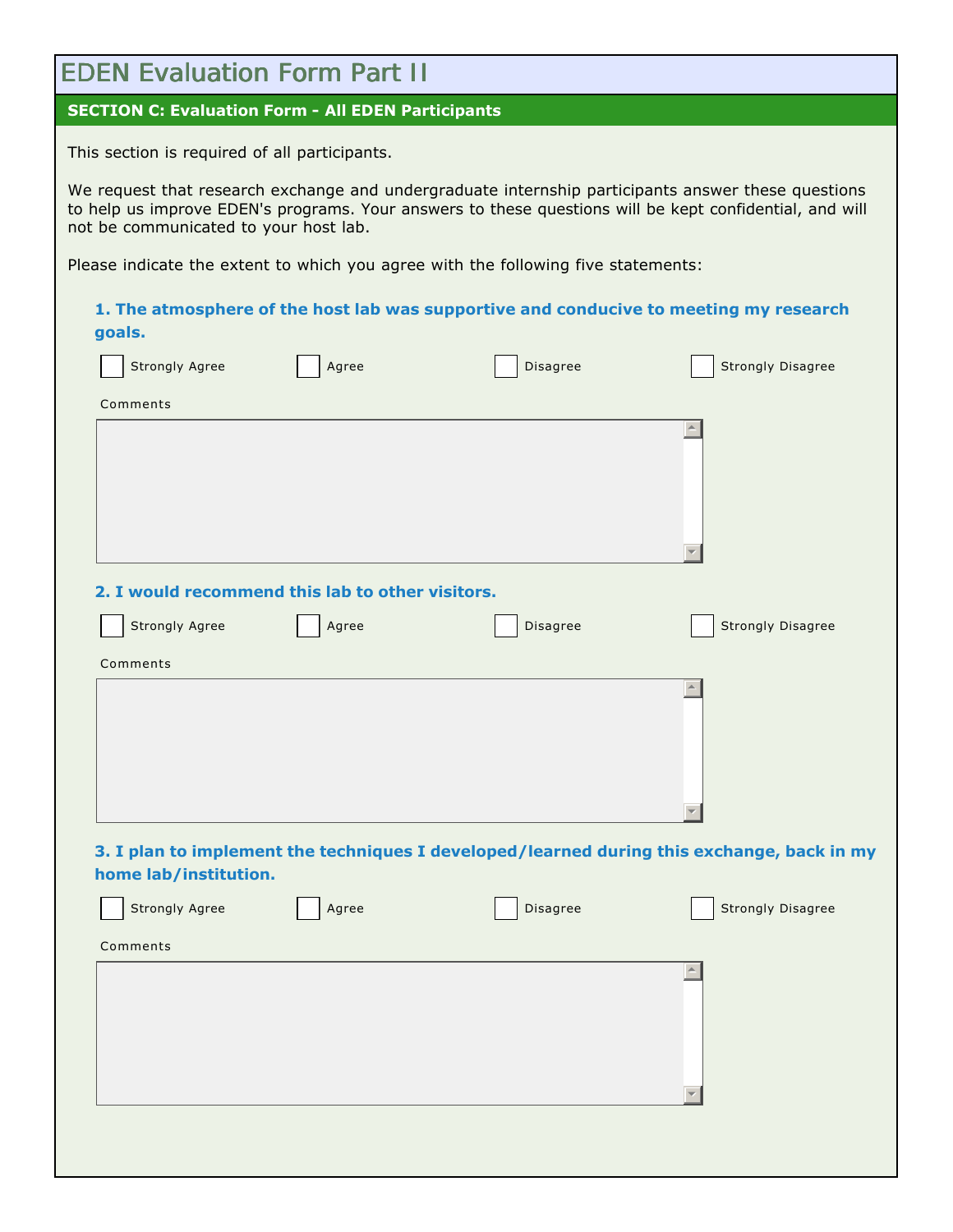# EDEN Evaluation Form Part II

## SECTION C: Evaluation Form - All EDEN Participants

This section is required of all participants.

We request that research exchange and undergraduate internship participants answer these questions to help us improve EDEN's programs. Your answers to these questions will be kept confidential, and will not be communicated to your host lab.

Please indicate the extent to which you agree with the following five statements:

### 1. The atmosphere of the host lab was supportive and conducive to meeting my research goals.

☐ Strongly Agree ☐ Agree ☐ Disagree ☐ Strongly Disagree

Comments

### 2. I would recommend this lab to other visitors.

☐ Strongly Agree ☐ Agree ☐ Disagree ☐ Strongly Disagree

Comments

### 3. I plan to implement the techniques I developed/learned during this exchange, back in my home lab/institution.

☐ Strongly Agree ☐ Agree ☐ Disagree ☐ Strongly Disagree

Comments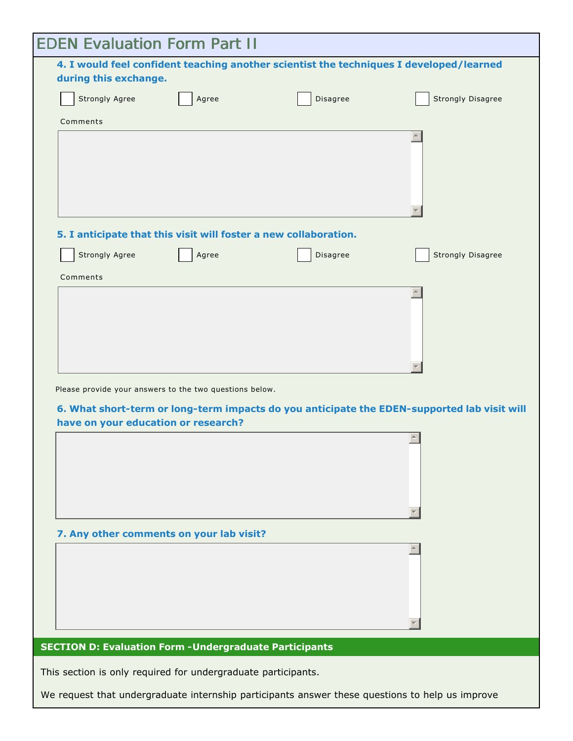# EDEN Evaluation Form Part II

**4. I would feel confident teaching another scientist the techniques I developed/learned during this exchange.**

- [ ] Strongly Agree
- [ ] Agree
- [ ] Disagree
- [ ] Strongly Disagree

Comments

**5. I anticipate that this visit will foster a new collaboration.**

- [ ] Strongly Agree
- [ ] Agree
- [ ] Disagree
- [ ] Strongly Disagree

Comments

Please provide your answers to the two questions below.

**6. What short-term or long-term impacts do you anticipate the EDEN-supported lab visit will have on your education or research?**

**7. Any other comments on your lab visit?**

## SECTION D: Evaluation Form -Undergraduate Participants

This section is only required for undergraduate participants.

We request that undergraduate internship participants answer these questions to help us improve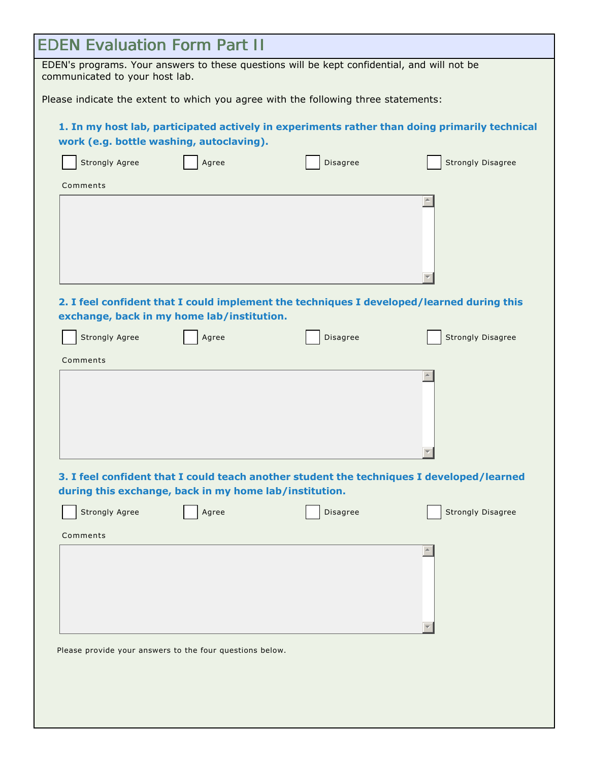## EDEN Evaluation Form Part II

EDEN's programs. Your answers to these questions will be kept confidential, and will not be communicated to your host lab.

Please indicate the extent to which you agree with the following three statements:

**1. In my host lab, participated actively in experiments rather than doing primarily technical work (e.g. bottle washing, autoclaving).**

☐ Strongly Agree ☐ Agree ☐ Disagree ☐ Strongly Disagree

Comments

**2. I feel confident that I could implement the techniques I developed/learned during this exchange, back in my home lab/institution.**

☐ Strongly Agree ☐ Agree ☐ Disagree ☐ Strongly Disagree

Comments

**3. I feel confident that I could teach another student the techniques I developed/learned during this exchange, back in my home lab/institution.**

☐ Strongly Agree ☐ Agree ☐ Disagree ☐ Strongly Disagree

Comments

Please provide your answers to the four questions below.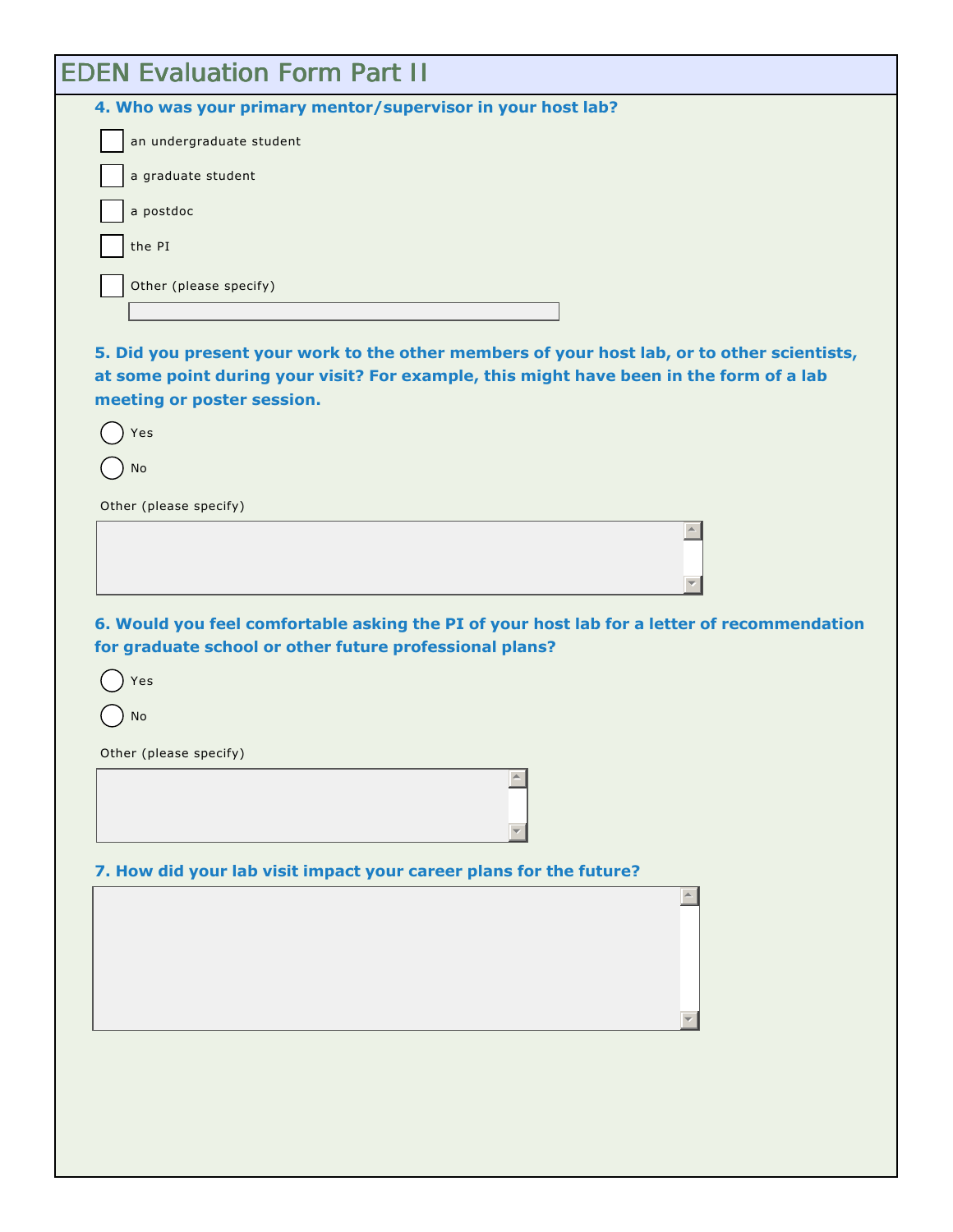# EDEN Evaluation Form Part II

**4. Who was your primary mentor/supervisor in your host lab?**

- [ ] an undergraduate student
- [ ] a graduate student
- [ ] a postdoc
- [ ] the PI
- [ ] Other (please specify)

**5. Did you present your work to the other members of your host lab, or to other scientists, at some point during your visit? For example, this might have been in the form of a lab meeting or poster session.**

- ( ) Yes
- ( ) No

Other (please specify)

**6. Would you feel comfortable asking the PI of your host lab for a letter of recommendation for graduate school or other future professional plans?**

- ( ) Yes
- ( ) No

Other (please specify)

**7. How did your lab visit impact your career plans for the future?**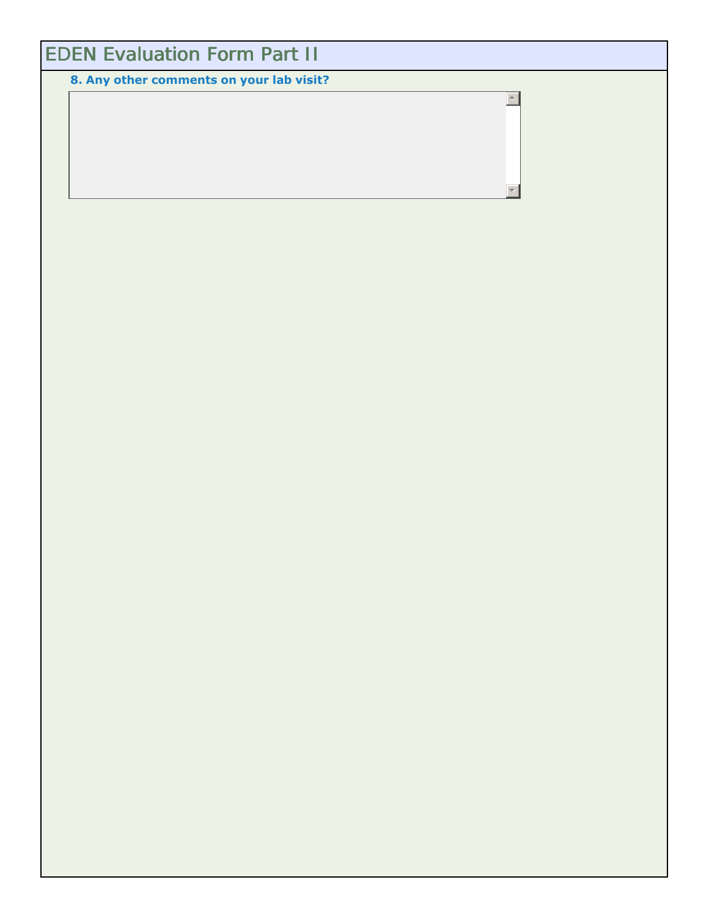# EDEN Evaluation Form Part II

**8. Any other comments on your lab visit?**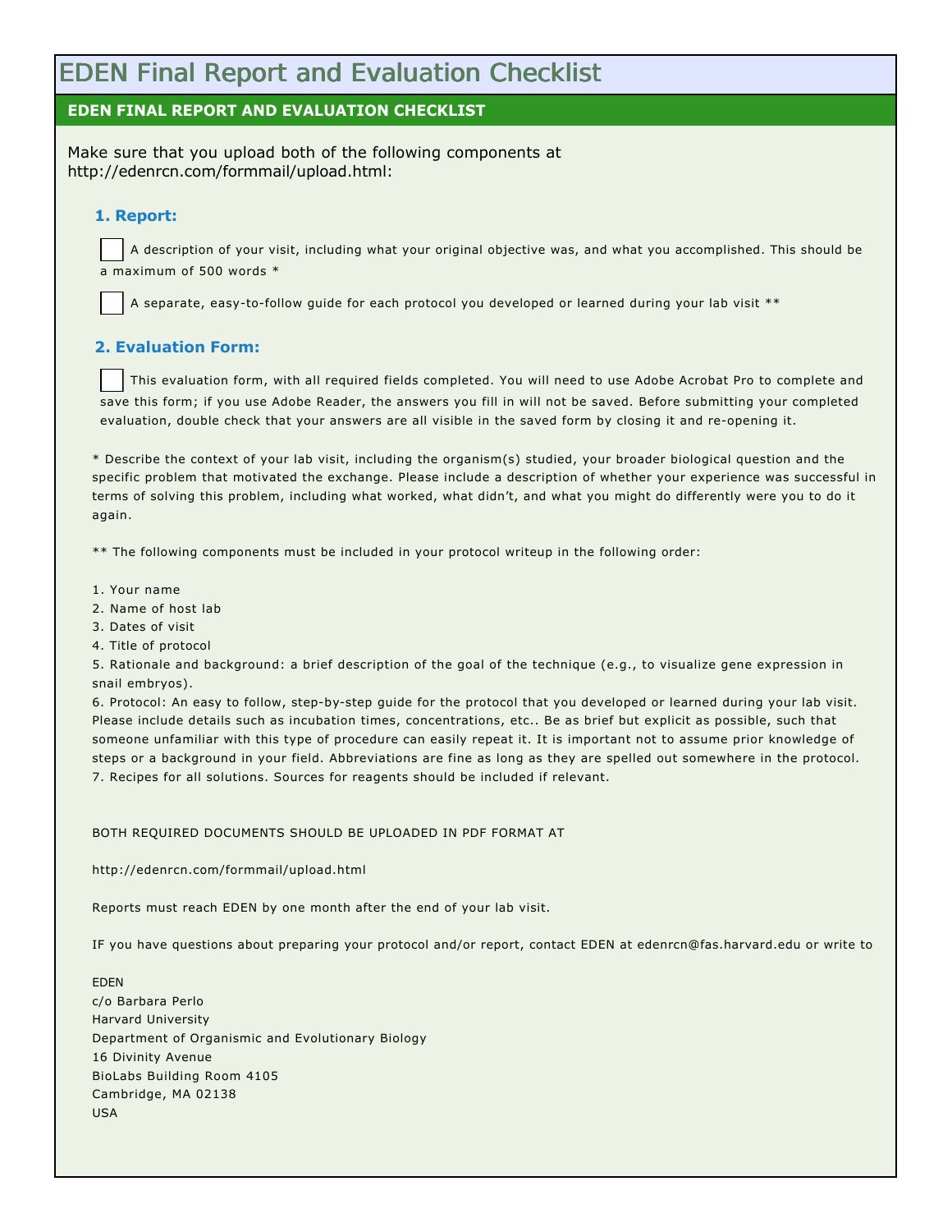# EDEN Final Report and Evaluation Checklist

## EDEN FINAL REPORT AND EVALUATION CHECKLIST

Make sure that you upload both of the following components at http://edenrcn.com/formmail/upload.html:

### 1. Report:

☐ A description of your visit, including what your original objective was, and what you accomplished. This should be a maximum of 500 words *

☐ A separate, easy-to-follow guide for each protocol you developed or learned during your lab visit **

### 2. Evaluation Form:

☐ This evaluation form, with all required fields completed. You will need to use Adobe Acrobat Pro to complete and save this form; if you use Adobe Reader, the answers you fill in will not be saved. Before submitting your completed evaluation, double check that your answers are all visible in the saved form by closing it and re-opening it.

* Describe the context of your lab visit, including the organism(s) studied, your broader biological question and the specific problem that motivated the exchange. Please include a description of whether your experience was successful in terms of solving this problem, including what worked, what didn't, and what you might do differently were you to do it again.

** The following components must be included in your protocol writeup in the following order:

1. Your name
2. Name of host lab
3. Dates of visit
4. Title of protocol
5. Rationale and background: a brief description of the goal of the technique (e.g., to visualize gene expression in snail embryos).
6. Protocol: An easy to follow, step-by-step guide for the protocol that you developed or learned during your lab visit. Please include details such as incubation times, concentrations, etc.. Be as brief but explicit as possible, such that someone unfamiliar with this type of procedure can easily repeat it. It is important not to assume prior knowledge of steps or a background in your field. Abbreviations are fine as long as they are spelled out somewhere in the protocol.
7. Recipes for all solutions. Sources for reagents should be included if relevant.

BOTH REQUIRED DOCUMENTS SHOULD BE UPLOADED IN PDF FORMAT AT

http://edenrcn.com/formmail/upload.html

Reports must reach EDEN by one month after the end of your lab visit.

IF you have questions about preparing your protocol and/or report, contact EDEN at edenrcn@fas.harvard.edu or write to

EDEN  
c/o Barbara Perlo  
Harvard University  
Department of Organismic and Evolutionary Biology  
16 Divinity Avenue  
BioLabs Building Room 4105  
Cambridge, MA 02138  
USA